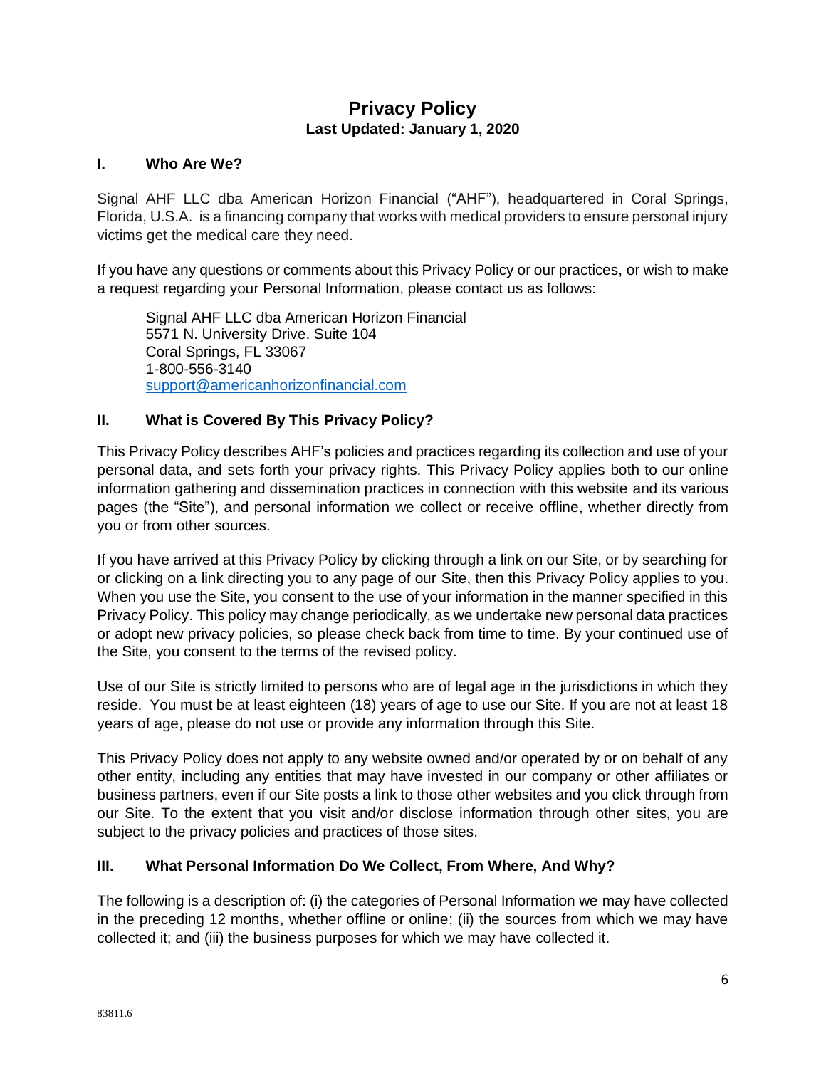# Privacy Policy

**Last Updated: January 1, 2020**

## I. Who Are We?

Signal AHF LLC dba American Horizon Financial ("AHF"), headquartered in Coral Springs, Florida, U.S.A. is a financing company that works with medical providers to ensure personal injury victims get the medical care they need.

If you have any questions or comments about this Privacy Policy or our practices, or wish to make a request regarding your Personal Information, please contact us as follows:

> Signal AHF LLC dba American Horizon Financial
> 5571 N. University Drive. Suite 104
> Coral Springs, FL 33067
> 1-800-556-3140
> support@americanhorizonfinancial.com

## II. What is Covered By This Privacy Policy?

This Privacy Policy describes AHF's policies and practices regarding its collection and use of your personal data, and sets forth your privacy rights. This Privacy Policy applies both to our online information gathering and dissemination practices in connection with this website and its various pages (the "Site"), and personal information we collect or receive offline, whether directly from you or from other sources.

If you have arrived at this Privacy Policy by clicking through a link on our Site, or by searching for or clicking on a link directing you to any page of our Site, then this Privacy Policy applies to you. When you use the Site, you consent to the use of your information in the manner specified in this Privacy Policy. This policy may change periodically, as we undertake new personal data practices or adopt new privacy policies, so please check back from time to time. By your continued use of the Site, you consent to the terms of the revised policy.

Use of our Site is strictly limited to persons who are of legal age in the jurisdictions in which they reside. You must be at least eighteen (18) years of age to use our Site. If you are not at least 18 years of age, please do not use or provide any information through this Site.

This Privacy Policy does not apply to any website owned and/or operated by or on behalf of any other entity, including any entities that may have invested in our company or other affiliates or business partners, even if our Site posts a link to those other websites and you click through from our Site. To the extent that you visit and/or disclose information through other sites, you are subject to the privacy policies and practices of those sites.

## III. What Personal Information Do We Collect, From Where, And Why?

The following is a description of: (i) the categories of Personal Information we may have collected in the preceding 12 months, whether offline or online; (ii) the sources from which we may have collected it; and (iii) the business purposes for which we may have collected it.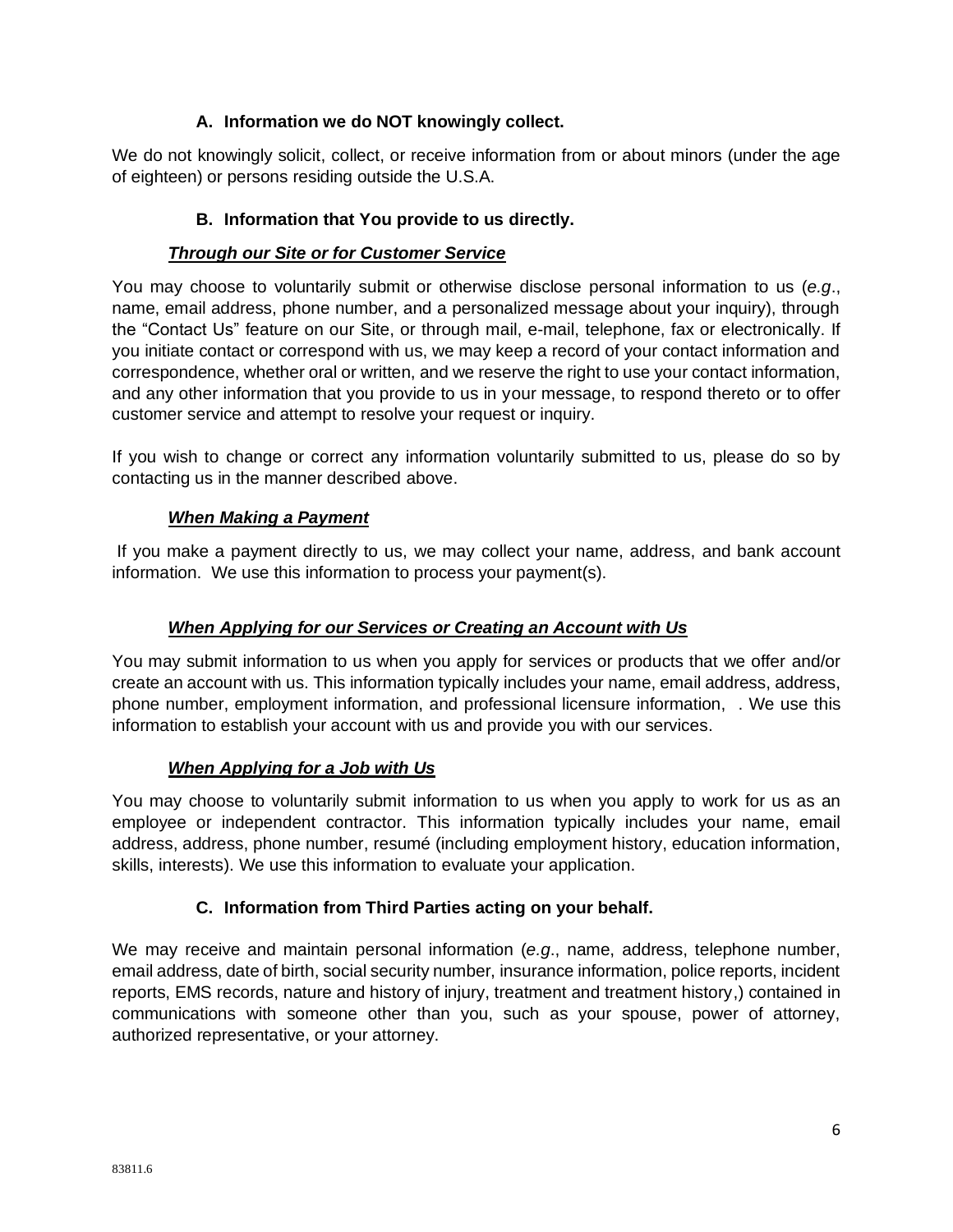### A. Information we do NOT knowingly collect.

We do not knowingly solicit, collect, or receive information from or about minors (under the age of eighteen) or persons residing outside the U.S.A.

### B. Information that You provide to us directly.

***Through our Site or for Customer Service***

You may choose to voluntarily submit or otherwise disclose personal information to us (*e.g*., name, email address, phone number, and a personalized message about your inquiry), through the "Contact Us" feature on our Site, or through mail, e-mail, telephone, fax or electronically. If you initiate contact or correspond with us, we may keep a record of your contact information and correspondence, whether oral or written, and we reserve the right to use your contact information, and any other information that you provide to us in your message, to respond thereto or to offer customer service and attempt to resolve your request or inquiry.

If you wish to change or correct any information voluntarily submitted to us, please do so by contacting us in the manner described above.

***When Making a Payment***

If you make a payment directly to us, we may collect your name, address, and bank account information. We use this information to process your payment(s).

***When Applying for our Services or Creating an Account with Us***

You may submit information to us when you apply for services or products that we offer and/or create an account with us. This information typically includes your name, email address, address, phone number, employment information, and professional licensure information, . We use this information to establish your account with us and provide you with our services.

***When Applying for a Job with Us***

You may choose to voluntarily submit information to us when you apply to work for us as an employee or independent contractor. This information typically includes your name, email address, address, phone number, resumé (including employment history, education information, skills, interests). We use this information to evaluate your application.

### C. Information from Third Parties acting on your behalf.

We may receive and maintain personal information (*e.g*., name, address, telephone number, email address, date of birth, social security number, insurance information, police reports, incident reports, EMS records, nature and history of injury, treatment and treatment history,) contained in communications with someone other than you, such as your spouse, power of attorney, authorized representative, or your attorney.

83811.6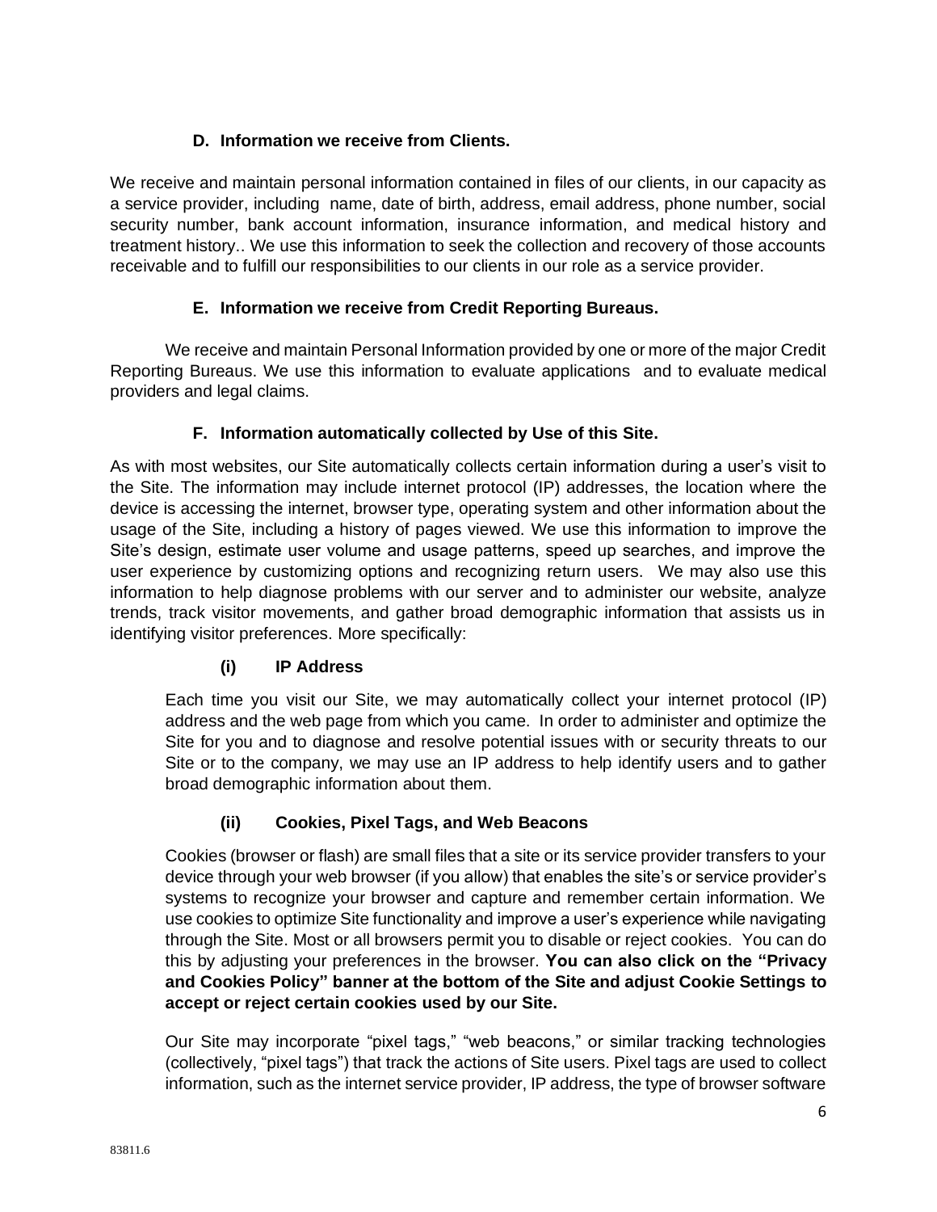### D. Information we receive from Clients.

We receive and maintain personal information contained in files of our clients, in our capacity as a service provider, including name, date of birth, address, email address, phone number, social security number, bank account information, insurance information, and medical history and treatment history.. We use this information to seek the collection and recovery of those accounts receivable and to fulfill our responsibilities to our clients in our role as a service provider.

### E. Information we receive from Credit Reporting Bureaus.

We receive and maintain Personal Information provided by one or more of the major Credit Reporting Bureaus. We use this information to evaluate applications and to evaluate medical providers and legal claims.

### F. Information automatically collected by Use of this Site.

As with most websites, our Site automatically collects certain information during a user's visit to the Site. The information may include internet protocol (IP) addresses, the location where the device is accessing the internet, browser type, operating system and other information about the usage of the Site, including a history of pages viewed. We use this information to improve the Site's design, estimate user volume and usage patterns, speed up searches, and improve the user experience by customizing options and recognizing return users. We may also use this information to help diagnose problems with our server and to administer our website, analyze trends, track visitor movements, and gather broad demographic information that assists us in identifying visitor preferences. More specifically:

#### (i) IP Address

Each time you visit our Site, we may automatically collect your internet protocol (IP) address and the web page from which you came. In order to administer and optimize the Site for you and to diagnose and resolve potential issues with or security threats to our Site or to the company, we may use an IP address to help identify users and to gather broad demographic information about them.

#### (ii) Cookies, Pixel Tags, and Web Beacons

Cookies (browser or flash) are small files that a site or its service provider transfers to your device through your web browser (if you allow) that enables the site's or service provider's systems to recognize your browser and capture and remember certain information. We use cookies to optimize Site functionality and improve a user's experience while navigating through the Site. Most or all browsers permit you to disable or reject cookies. You can do this by adjusting your preferences in the browser. **You can also click on the "Privacy and Cookies Policy" banner at the bottom of the Site and adjust Cookie Settings to accept or reject certain cookies used by our Site.**

Our Site may incorporate "pixel tags," "web beacons," or similar tracking technologies (collectively, "pixel tags") that track the actions of Site users. Pixel tags are used to collect information, such as the internet service provider, IP address, the type of browser software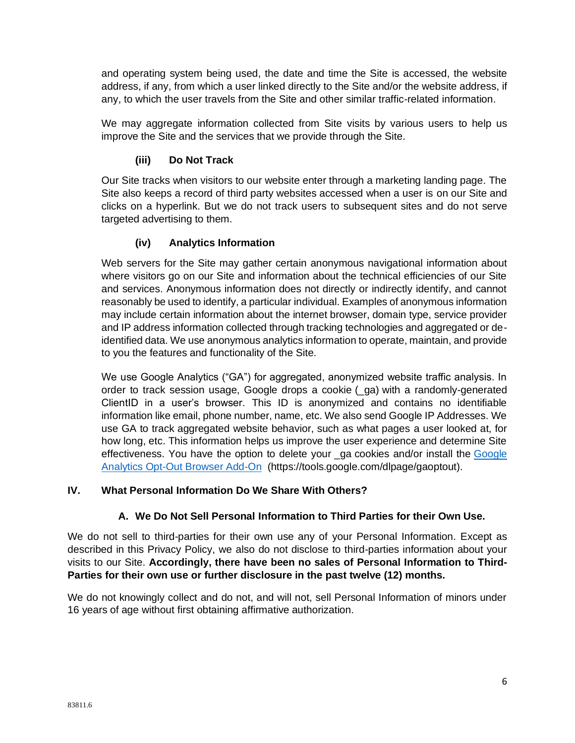and operating system being used, the date and time the Site is accessed, the website address, if any, from which a user linked directly to the Site and/or the website address, if any, to which the user travels from the Site and other similar traffic-related information.

We may aggregate information collected from Site visits by various users to help us improve the Site and the services that we provide through the Site.

#### (iii) Do Not Track

Our Site tracks when visitors to our website enter through a marketing landing page. The Site also keeps a record of third party websites accessed when a user is on our Site and clicks on a hyperlink. But we do not track users to subsequent sites and do not serve targeted advertising to them.

#### (iv) Analytics Information

Web servers for the Site may gather certain anonymous navigational information about where visitors go on our Site and information about the technical efficiencies of our Site and services. Anonymous information does not directly or indirectly identify, and cannot reasonably be used to identify, a particular individual. Examples of anonymous information may include certain information about the internet browser, domain type, service provider and IP address information collected through tracking technologies and aggregated or de-identified data. We use anonymous analytics information to operate, maintain, and provide to you the features and functionality of the Site.

We use Google Analytics ("GA") for aggregated, anonymized website traffic analysis. In order to track session usage, Google drops a cookie (_ga) with a randomly-generated ClientID in a user's browser. This ID is anonymized and contains no identifiable information like email, phone number, name, etc. We also send Google IP Addresses. We use GA to track aggregated website behavior, such as what pages a user looked at, for how long, etc. This information helps us improve the user experience and determine Site effectiveness. You have the option to delete your _ga cookies and/or install the [Google Analytics Opt-Out Browser Add-On](https://tools.google.com/dlpage/gaoptout) (https://tools.google.com/dlpage/gaoptout).

## IV. What Personal Information Do We Share With Others?

### A. We Do Not Sell Personal Information to Third Parties for their Own Use.

We do not sell to third-parties for their own use any of your Personal Information. Except as described in this Privacy Policy, we also do not disclose to third-parties information about your visits to our Site. **Accordingly, there have been no sales of Personal Information to Third-Parties for their own use or further disclosure in the past twelve (12) months.**

We do not knowingly collect and do not, and will not, sell Personal Information of minors under 16 years of age without first obtaining affirmative authorization.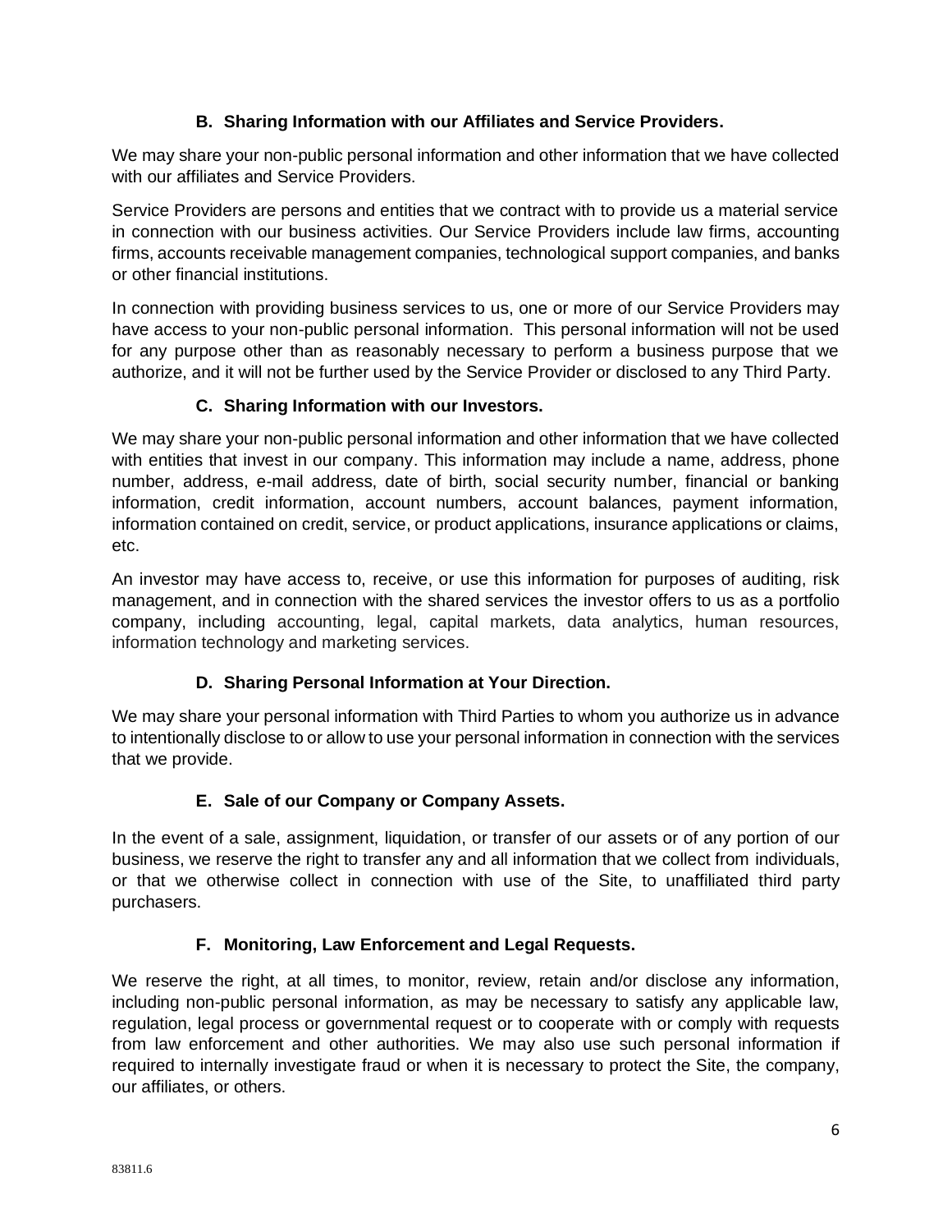### B. Sharing Information with our Affiliates and Service Providers.

We may share your non-public personal information and other information that we have collected with our affiliates and Service Providers.

Service Providers are persons and entities that we contract with to provide us a material service in connection with our business activities. Our Service Providers include law firms, accounting firms, accounts receivable management companies, technological support companies, and banks or other financial institutions.

In connection with providing business services to us, one or more of our Service Providers may have access to your non-public personal information. This personal information will not be used for any purpose other than as reasonably necessary to perform a business purpose that we authorize, and it will not be further used by the Service Provider or disclosed to any Third Party.

### C. Sharing Information with our Investors.

We may share your non-public personal information and other information that we have collected with entities that invest in our company. This information may include a name, address, phone number, address, e-mail address, date of birth, social security number, financial or banking information, credit information, account numbers, account balances, payment information, information contained on credit, service, or product applications, insurance applications or claims, etc.

An investor may have access to, receive, or use this information for purposes of auditing, risk management, and in connection with the shared services the investor offers to us as a portfolio company, including accounting, legal, capital markets, data analytics, human resources, information technology and marketing services.

### D. Sharing Personal Information at Your Direction.

We may share your personal information with Third Parties to whom you authorize us in advance to intentionally disclose to or allow to use your personal information in connection with the services that we provide.

### E. Sale of our Company or Company Assets.

In the event of a sale, assignment, liquidation, or transfer of our assets or of any portion of our business, we reserve the right to transfer any and all information that we collect from individuals, or that we otherwise collect in connection with use of the Site, to unaffiliated third party purchasers.

### F. Monitoring, Law Enforcement and Legal Requests.

We reserve the right, at all times, to monitor, review, retain and/or disclose any information, including non-public personal information, as may be necessary to satisfy any applicable law, regulation, legal process or governmental request or to cooperate with or comply with requests from law enforcement and other authorities. We may also use such personal information if required to internally investigate fraud or when it is necessary to protect the Site, the company, our affiliates, or others.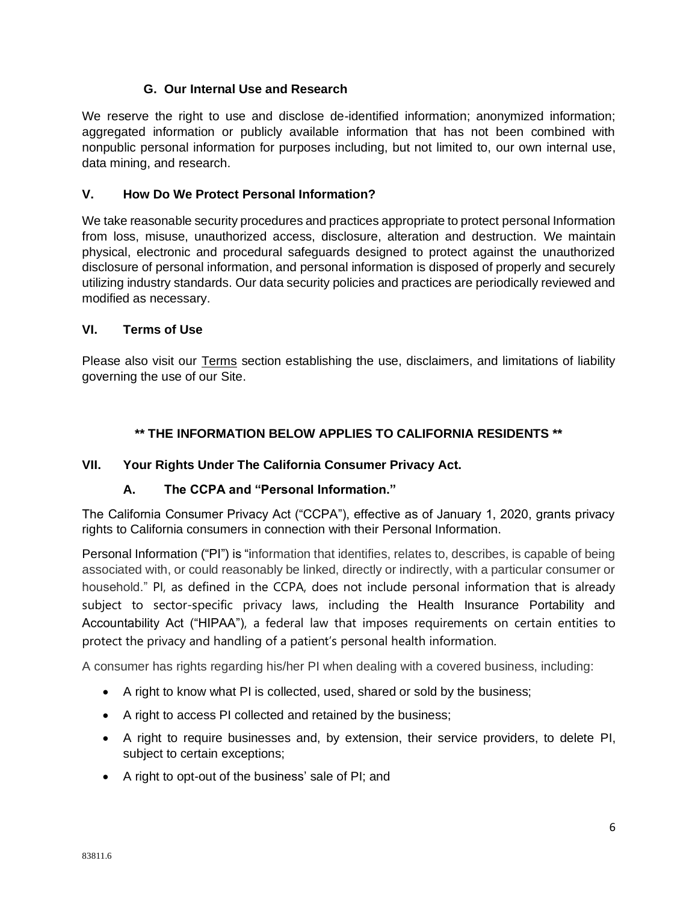### G. Our Internal Use and Research

We reserve the right to use and disclose de-identified information; anonymized information; aggregated information or publicly available information that has not been combined with nonpublic personal information for purposes including, but not limited to, our own internal use, data mining, and research.

## V. How Do We Protect Personal Information?

We take reasonable security procedures and practices appropriate to protect personal Information from loss, misuse, unauthorized access, disclosure, alteration and destruction. We maintain physical, electronic and procedural safeguards designed to protect against the unauthorized disclosure of personal information, and personal information is disposed of properly and securely utilizing industry standards. Our data security policies and practices are periodically reviewed and modified as necessary.

## VI. Terms of Use

Please also visit our Terms section establishing the use, disclaimers, and limitations of liability governing the use of our Site.

**\*\* THE INFORMATION BELOW APPLIES TO CALIFORNIA RESIDENTS \*\***

## VII. Your Rights Under The California Consumer Privacy Act.

### A. The CCPA and "Personal Information."

The California Consumer Privacy Act ("CCPA"), effective as of January 1, 2020, grants privacy rights to California consumers in connection with their Personal Information.

Personal Information ("PI") is "information that identifies, relates to, describes, is capable of being associated with, or could reasonably be linked, directly or indirectly, with a particular consumer or household." PI, as defined in the CCPA, does not include personal information that is already subject to sector-specific privacy laws, including the Health Insurance Portability and Accountability Act ("HIPAA"), a federal law that imposes requirements on certain entities to protect the privacy and handling of a patient's personal health information.

A consumer has rights regarding his/her PI when dealing with a covered business, including:

- A right to know what PI is collected, used, shared or sold by the business;
- A right to access PI collected and retained by the business;
- A right to require businesses and, by extension, their service providers, to delete PI, subject to certain exceptions;
- A right to opt-out of the business' sale of PI; and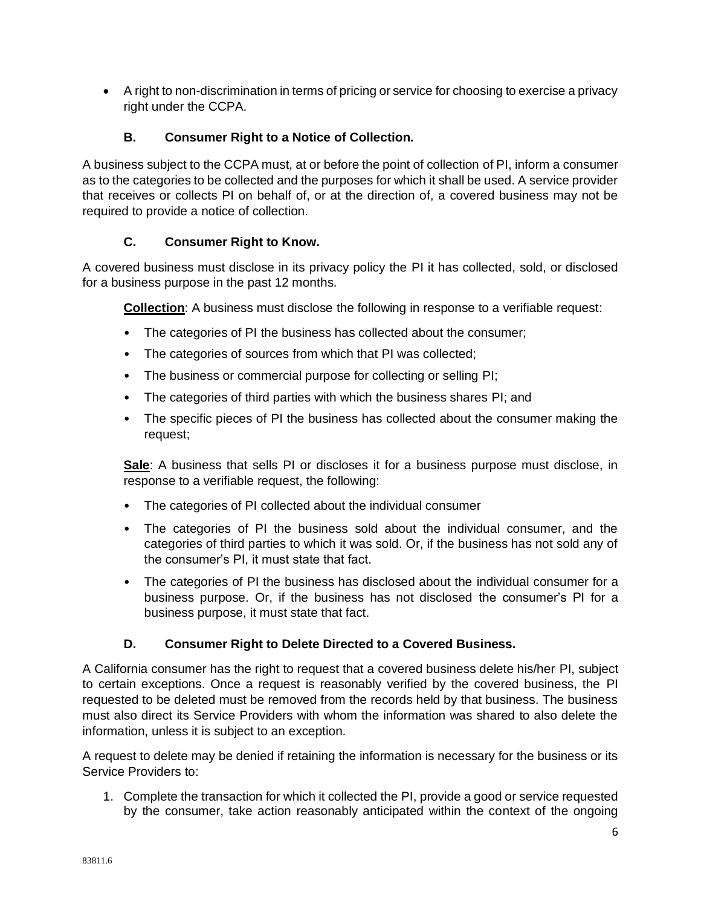- A right to non-discrimination in terms of pricing or service for choosing to exercise a privacy right under the CCPA.

### B. Consumer Right to a Notice of Collection.

A business subject to the CCPA must, at or before the point of collection of PI, inform a consumer as to the categories to be collected and the purposes for which it shall be used. A service provider that receives or collects PI on behalf of, or at the direction of, a covered business may not be required to provide a notice of collection.

### C. Consumer Right to Know.

A covered business must disclose in its privacy policy the PI it has collected, sold, or disclosed for a business purpose in the past 12 months.

**Collection**: A business must disclose the following in response to a verifiable request:

- The categories of PI the business has collected about the consumer;
- The categories of sources from which that PI was collected;
- The business or commercial purpose for collecting or selling PI;
- The categories of third parties with which the business shares PI; and
- The specific pieces of PI the business has collected about the consumer making the request;

**Sale**: A business that sells PI or discloses it for a business purpose must disclose, in response to a verifiable request, the following:

- The categories of PI collected about the individual consumer
- The categories of PI the business sold about the individual consumer, and the categories of third parties to which it was sold. Or, if the business has not sold any of the consumer's PI, it must state that fact.
- The categories of PI the business has disclosed about the individual consumer for a business purpose. Or, if the business has not disclosed the consumer's PI for a business purpose, it must state that fact.

### D. Consumer Right to Delete Directed to a Covered Business.

A California consumer has the right to request that a covered business delete his/her PI, subject to certain exceptions. Once a request is reasonably verified by the covered business, the PI requested to be deleted must be removed from the records held by that business. The business must also direct its Service Providers with whom the information was shared to also delete the information, unless it is subject to an exception.

A request to delete may be denied if retaining the information is necessary for the business or its Service Providers to:

1. Complete the transaction for which it collected the PI, provide a good or service requested by the consumer, take action reasonably anticipated within the context of the ongoing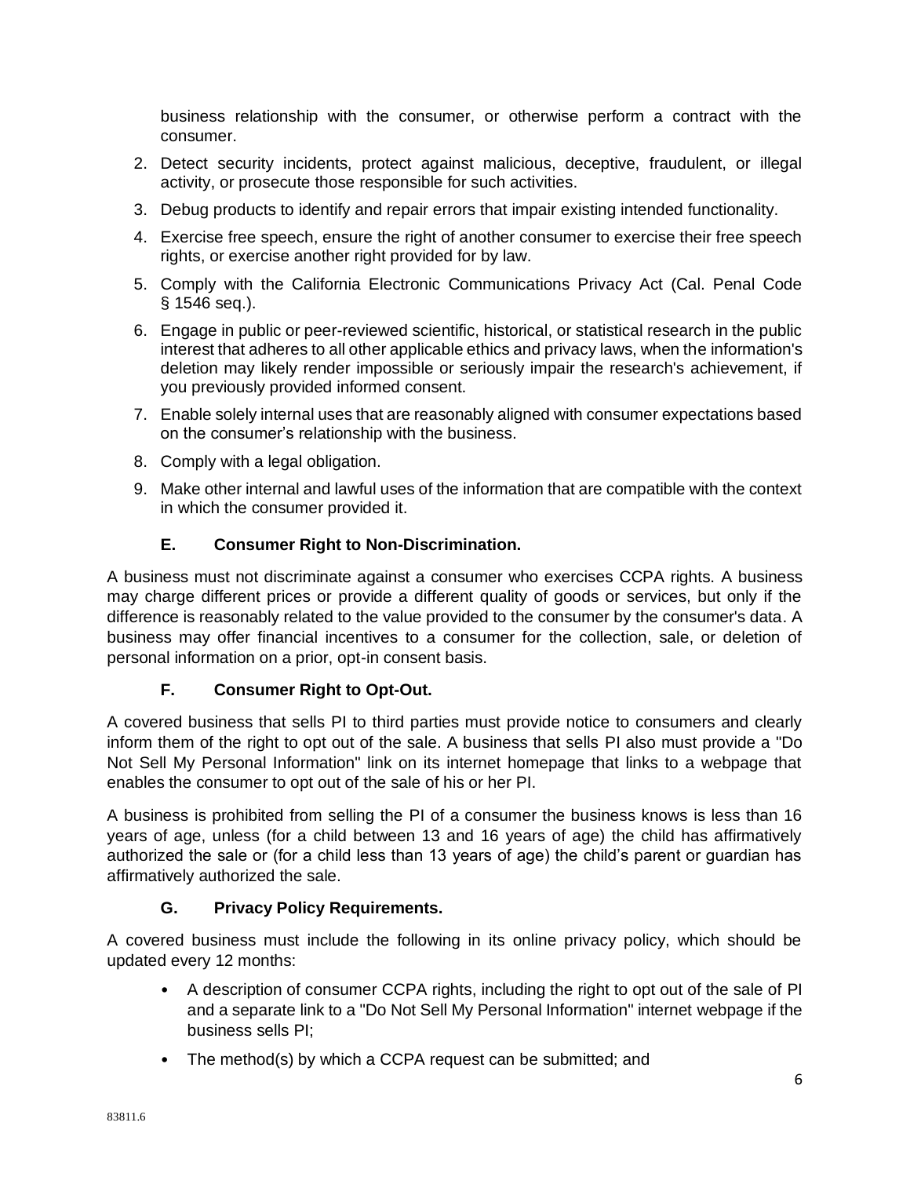business relationship with the consumer, or otherwise perform a contract with the consumer.

2. Detect security incidents, protect against malicious, deceptive, fraudulent, or illegal activity, or prosecute those responsible for such activities.
3. Debug products to identify and repair errors that impair existing intended functionality.
4. Exercise free speech, ensure the right of another consumer to exercise their free speech rights, or exercise another right provided for by law.
5. Comply with the California Electronic Communications Privacy Act (Cal. Penal Code § 1546 seq.).
6. Engage in public or peer-reviewed scientific, historical, or statistical research in the public interest that adheres to all other applicable ethics and privacy laws, when the information's deletion may likely render impossible or seriously impair the research's achievement, if you previously provided informed consent.
7. Enable solely internal uses that are reasonably aligned with consumer expectations based on the consumer's relationship with the business.
8. Comply with a legal obligation.
9. Make other internal and lawful uses of the information that are compatible with the context in which the consumer provided it.

### E. Consumer Right to Non-Discrimination.

A business must not discriminate against a consumer who exercises CCPA rights. A business may charge different prices or provide a different quality of goods or services, but only if the difference is reasonably related to the value provided to the consumer by the consumer's data. A business may offer financial incentives to a consumer for the collection, sale, or deletion of personal information on a prior, opt-in consent basis.

### F. Consumer Right to Opt-Out.

A covered business that sells PI to third parties must provide notice to consumers and clearly inform them of the right to opt out of the sale. A business that sells PI also must provide a "Do Not Sell My Personal Information" link on its internet homepage that links to a webpage that enables the consumer to opt out of the sale of his or her PI.

A business is prohibited from selling the PI of a consumer the business knows is less than 16 years of age, unless (for a child between 13 and 16 years of age) the child has affirmatively authorized the sale or (for a child less than 13 years of age) the child's parent or guardian has affirmatively authorized the sale.

### G. Privacy Policy Requirements.

A covered business must include the following in its online privacy policy, which should be updated every 12 months:

- A description of consumer CCPA rights, including the right to opt out of the sale of PI and a separate link to a "Do Not Sell My Personal Information" internet webpage if the business sells PI;
- The method(s) by which a CCPA request can be submitted; and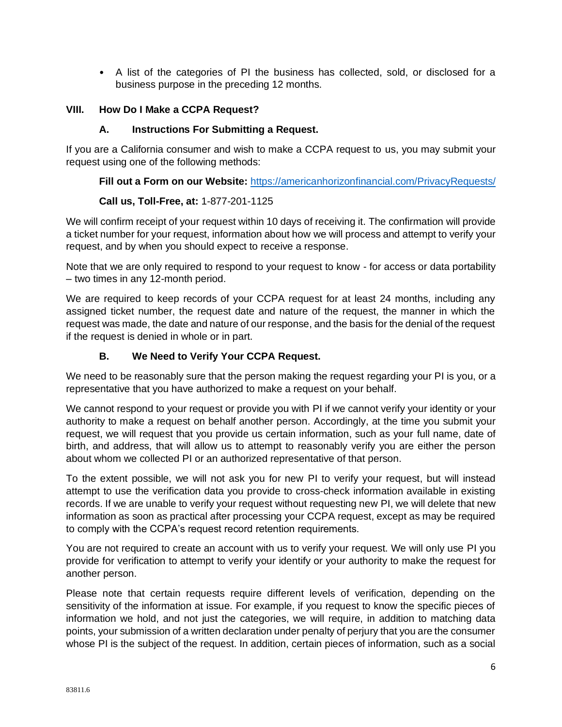- A list of the categories of PI the business has collected, sold, or disclosed for a business purpose in the preceding 12 months.

## VIII. How Do I Make a CCPA Request?

### A. Instructions For Submitting a Request.

If you are a California consumer and wish to make a CCPA request to us, you may submit your request using one of the following methods:

**Fill out a Form on our Website:** [https://americanhorizonfinancial.com/PrivacyRequests/](https://americanhorizonfinancial.com/PrivacyRequests/)

**Call us, Toll-Free, at:** 1-877-201-1125

We will confirm receipt of your request within 10 days of receiving it. The confirmation will provide a ticket number for your request, information about how we will process and attempt to verify your request, and by when you should expect to receive a response.

Note that we are only required to respond to your request to know - for access or data portability – two times in any 12-month period.

We are required to keep records of your CCPA request for at least 24 months, including any assigned ticket number, the request date and nature of the request, the manner in which the request was made, the date and nature of our response, and the basis for the denial of the request if the request is denied in whole or in part.

### B. We Need to Verify Your CCPA Request.

We need to be reasonably sure that the person making the request regarding your PI is you, or a representative that you have authorized to make a request on your behalf.

We cannot respond to your request or provide you with PI if we cannot verify your identity or your authority to make a request on behalf another person. Accordingly, at the time you submit your request, we will request that you provide us certain information, such as your full name, date of birth, and address, that will allow us to attempt to reasonably verify you are either the person about whom we collected PI or an authorized representative of that person.

To the extent possible, we will not ask you for new PI to verify your request, but will instead attempt to use the verification data you provide to cross-check information available in existing records. If we are unable to verify your request without requesting new PI, we will delete that new information as soon as practical after processing your CCPA request, except as may be required to comply with the CCPA's request record retention requirements.

You are not required to create an account with us to verify your request. We will only use PI you provide for verification to attempt to verify your identify or your authority to make the request for another person.

Please note that certain requests require different levels of verification, depending on the sensitivity of the information at issue. For example, if you request to know the specific pieces of information we hold, and not just the categories, we will require, in addition to matching data points, your submission of a written declaration under penalty of perjury that you are the consumer whose PI is the subject of the request. In addition, certain pieces of information, such as a social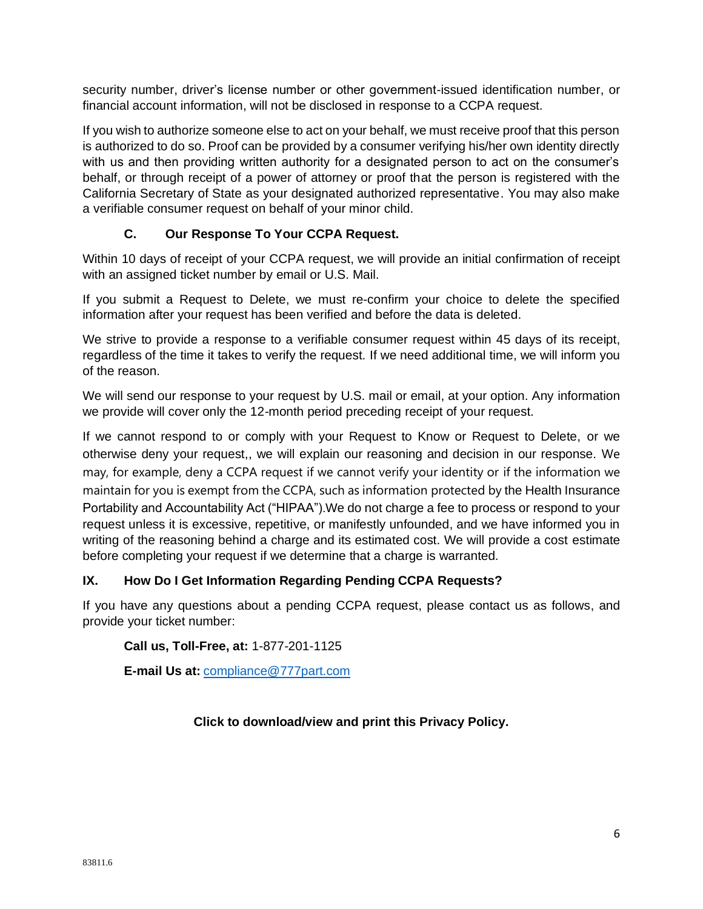security number, driver's license number or other government-issued identification number, or financial account information, will not be disclosed in response to a CCPA request.

If you wish to authorize someone else to act on your behalf, we must receive proof that this person is authorized to do so. Proof can be provided by a consumer verifying his/her own identity directly with us and then providing written authority for a designated person to act on the consumer's behalf, or through receipt of a power of attorney or proof that the person is registered with the California Secretary of State as your designated authorized representative. You may also make a verifiable consumer request on behalf of your minor child.

### C. Our Response To Your CCPA Request.

Within 10 days of receipt of your CCPA request, we will provide an initial confirmation of receipt with an assigned ticket number by email or U.S. Mail.

If you submit a Request to Delete, we must re-confirm your choice to delete the specified information after your request has been verified and before the data is deleted.

We strive to provide a response to a verifiable consumer request within 45 days of its receipt, regardless of the time it takes to verify the request. If we need additional time, we will inform you of the reason.

We will send our response to your request by U.S. mail or email, at your option. Any information we provide will cover only the 12-month period preceding receipt of your request.

If we cannot respond to or comply with your Request to Know or Request to Delete, or we otherwise deny your request,, we will explain our reasoning and decision in our response. We may, for example, deny a CCPA request if we cannot verify your identity or if the information we maintain for you is exempt from the CCPA, such as information protected by the Health Insurance Portability and Accountability Act ("HIPAA").We do not charge a fee to process or respond to your request unless it is excessive, repetitive, or manifestly unfounded, and we have informed you in writing of the reasoning behind a charge and its estimated cost. We will provide a cost estimate before completing your request if we determine that a charge is warranted.

## IX. How Do I Get Information Regarding Pending CCPA Requests?

If you have any questions about a pending CCPA request, please contact us as follows, and provide your ticket number:

**Call us, Toll-Free, at:** 1-877-201-1125

**E-mail Us at:** compliance@777part.com

**Click to download/view and print this Privacy Policy.**

83811.6